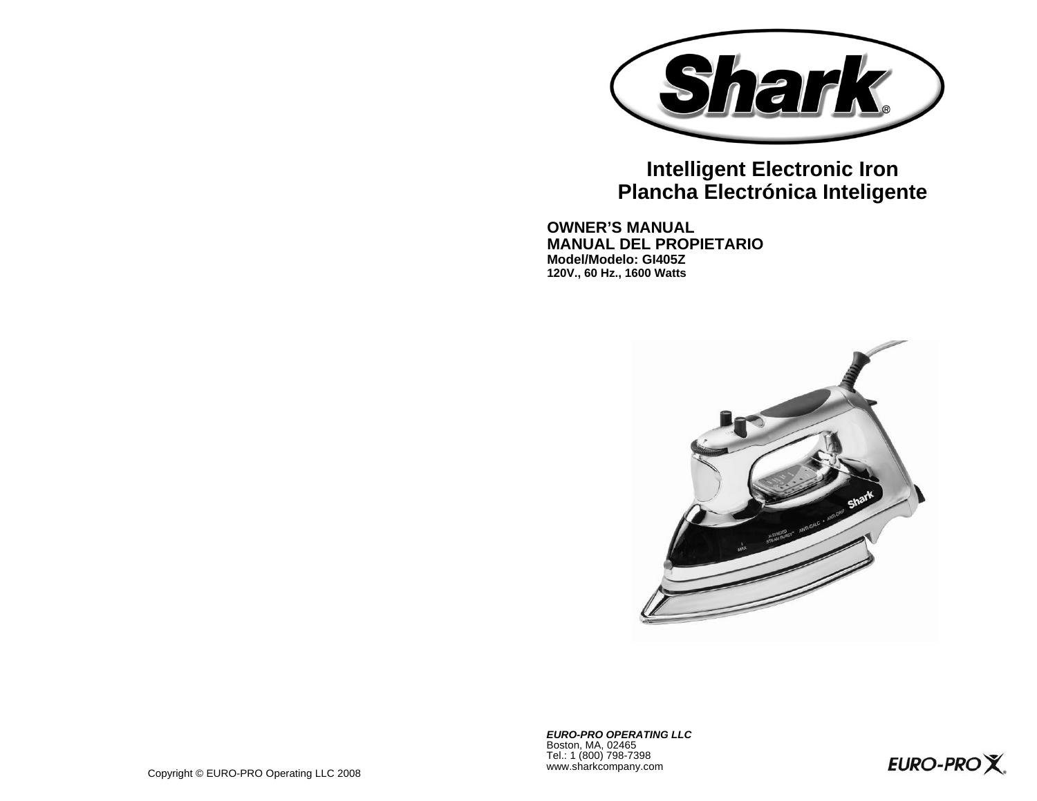# Shark®

## Intelligent Electronic Iron
## Plancha Electrónica Inteligente

**OWNER'S MANUAL**
**MANUAL DEL PROPIETARIO**
**Model/Modelo: GI405Z**
**120V., 60 Hz., 1600 Watts**

***EURO-PRO OPERATING LLC***
Boston, MA, 02465
Tel.: 1 (800) 798-7398
www.sharkcompany.com

EURO-PRO

Copyright © EURO-PRO Operating LLC 2008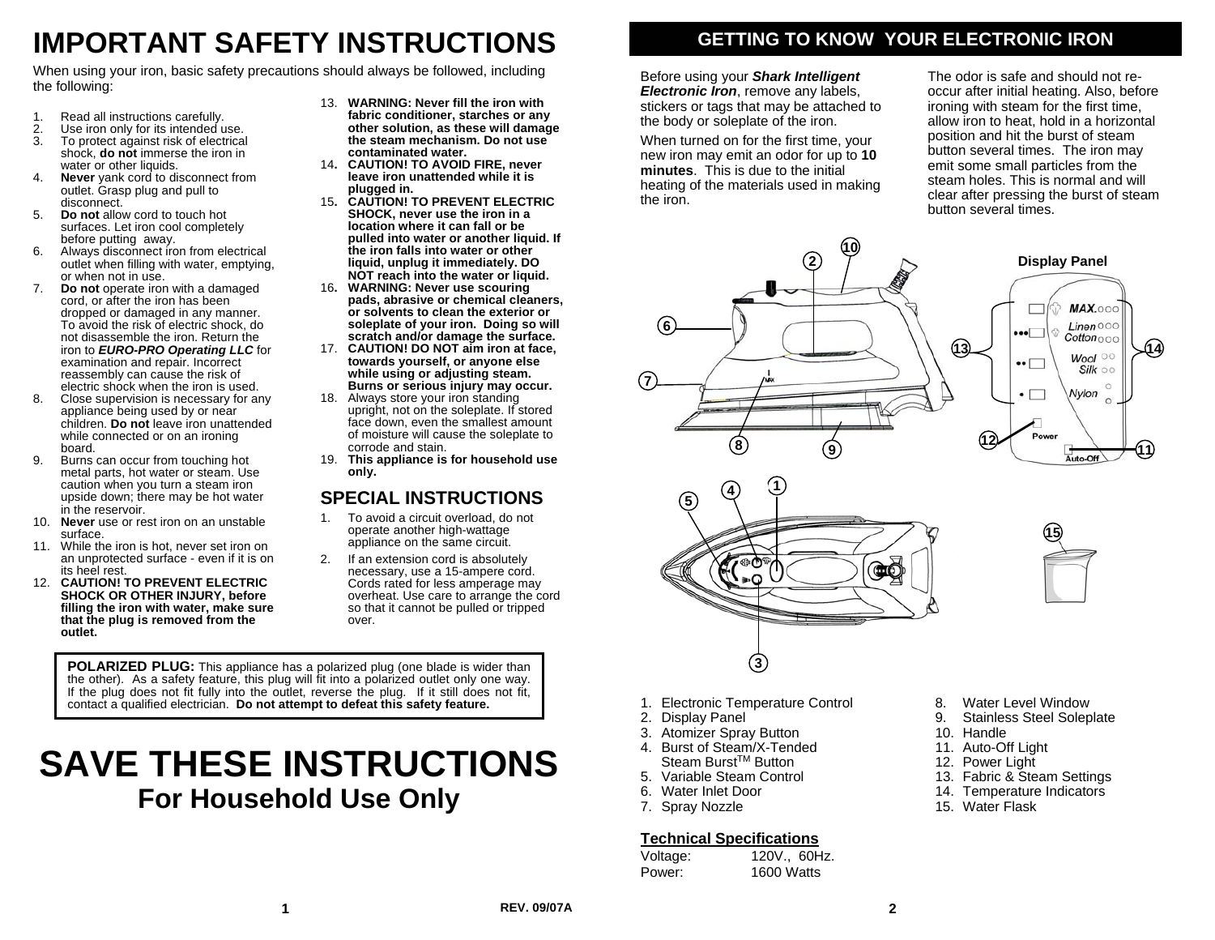# IMPORTANT SAFETY INSTRUCTIONS

When using your iron, basic safety precautions should always be followed, including the following:

1. Read all instructions carefully.
2. Use iron only for its intended use.
3. To protect against risk of electrical shock, **do not** immerse the iron in water or other liquids.
4. **Never** yank cord to disconnect from outlet. Grasp plug and pull to disconnect.
5. **Do not** allow cord to touch hot surfaces. Let iron cool completely before putting away.
6. Always disconnect iron from electrical outlet when filling with water, emptying, or when not in use.
7. **Do not** operate iron with a damaged cord, or after the iron has been dropped or damaged in any manner. To avoid the risk of electric shock, do not disassemble the iron. Return the iron to ***EURO-PRO Operating LLC*** for examination and repair. Incorrect reassembly can cause the risk of electric shock when the iron is used.
8. Close supervision is necessary for any appliance being used by or near children. **Do not** leave iron unattended while connected or on an ironing board.
9. Burns can occur from touching hot metal parts, hot water or steam. Use caution when you turn a steam iron upside down; there may be hot water in the reservoir.
10. **Never** use or rest iron on an unstable surface.
11. While the iron is hot, never set iron on an unprotected surface - even if it is on its heel rest.
12. **CAUTION! TO PREVENT ELECTRIC SHOCK OR OTHER INJURY, before filling the iron with water, make sure that the plug is removed from the outlet.**
13. **WARNING: Never fill the iron with fabric conditioner, starches or any other solution, as these will damage the steam mechanism. Do not use contaminated water.**
14. **CAUTION! TO AVOID FIRE, never leave iron unattended while it is plugged in.**
15. **CAUTION! TO PREVENT ELECTRIC SHOCK, never use the iron in a location where it can fall or be pulled into water or another liquid. If the iron falls into water or other liquid, unplug it immediately. DO NOT reach into the water or liquid.**
16. **WARNING: Never use scouring pads, abrasive or chemical cleaners, or solvents to clean the exterior or soleplate of your iron. Doing so will scratch and/or damage the surface.**
17. **CAUTION! DO NOT aim iron at face, towards yourself, or anyone else while using or adjusting steam. Burns or serious injury may occur.**
18. Always store your iron standing upright, not on the soleplate. If stored face down, even the smallest amount of moisture will cause the soleplate to corrode and stain.
19. **This appliance is for household use only.**

## SPECIAL INSTRUCTIONS

1. To avoid a circuit overload, do not operate another high-wattage appliance on the same circuit.
2. If an extension cord is absolutely necessary, use a 15-ampere cord. Cords rated for less amperage may overheat. Use care to arrange the cord so that it cannot be pulled or tripped over.

**POLARIZED PLUG:** This appliance has a polarized plug (one blade is wider than the other). As a safety feature, this plug will fit into a polarized outlet only one way. If the plug does not fit fully into the outlet, reverse the plug. If it still does not fit, contact a qualified electrician. **Do not attempt to defeat this safety feature.**

# SAVE THESE INSTRUCTIONS

## For Household Use Only

REV. 09/07A

# GETTING TO KNOW YOUR ELECTRONIC IRON

Before using your ***Shark Intelligent Electronic Iron***, remove any labels, stickers or tags that may be attached to the body or soleplate of the iron.

When turned on for the first time, your new iron may emit an odor for up to **10 minutes**. This is due to the initial heating of the materials used in making the iron.

The odor is safe and should not re-occur after initial heating. Also, before ironing with steam for the first time, allow iron to heat, hold in a horizontal position and hit the burst of steam button several times. The iron may emit some small particles from the steam holes. This is normal and will clear after pressing the burst of steam button several times.

Display Panel: MAX. / Linen Cotton / Wool Silk / Nylon / Power / Auto-Off

1. Electronic Temperature Control
2. Display Panel
3. Atomizer Spray Button
4. Burst of Steam/X-Tended Steam Burst™ Button
5. Variable Steam Control
6. Water Inlet Door
7. Spray Nozzle
8. Water Level Window
9. Stainless Steel Soleplate
10. Handle
11. Auto-Off Light
12. Power Light
13. Fabric & Steam Settings
14. Temperature Indicators
15. Water Flask

**Technical Specifications**

| | |
|---|---|
| Voltage: | 120V., 60Hz. |
| Power: | 1600 Watts |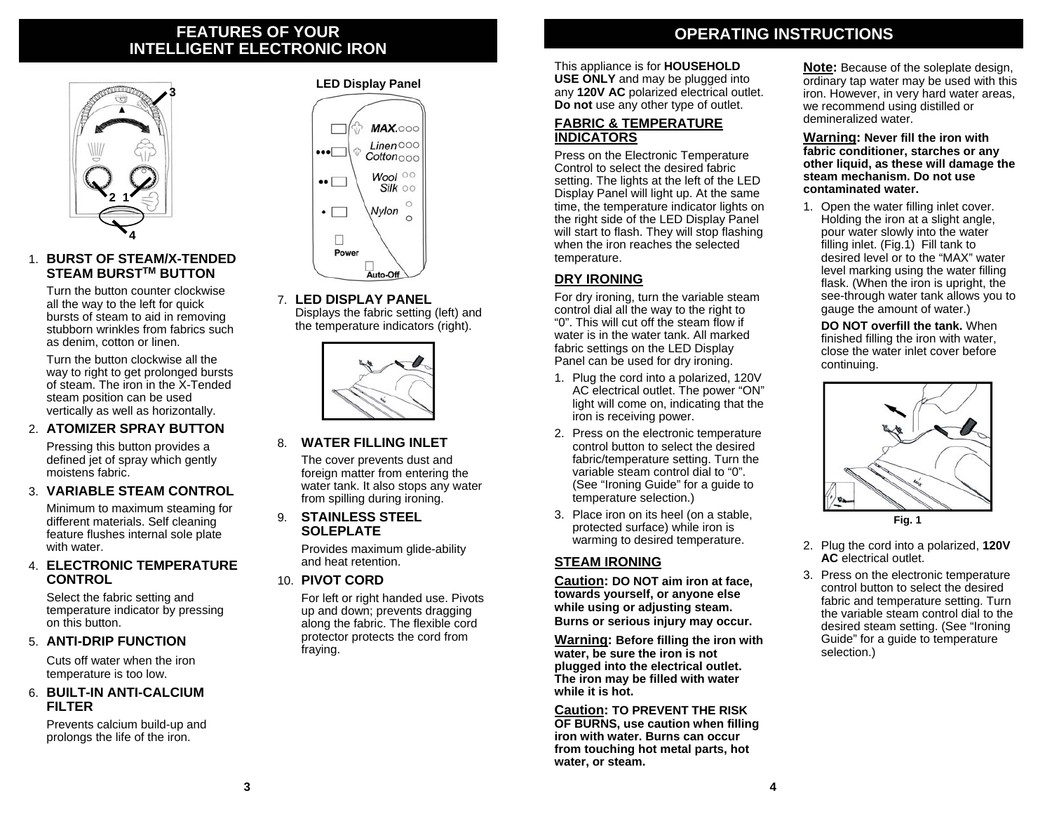## FEATURES OF YOUR INTELLIGENT ELECTRONIC IRON

1. **BURST OF STEAM/X-TENDED STEAM BURST[TM] BUTTON**

   Turn the button counter clockwise all the way to the left for quick bursts of steam to aid in removing stubborn wrinkles from fabrics such as denim, cotton or linen.

   Turn the button clockwise all the way to right to get prolonged bursts of steam. The iron in the X-Tended steam position can be used vertically as well as horizontally.

2. **ATOMIZER SPRAY BUTTON**

   Pressing this button provides a defined jet of spray which gently moistens fabric.

3. **VARIABLE STEAM CONTROL**

   Minimum to maximum steaming for different materials. Self cleaning feature flushes internal sole plate with water.

4. **ELECTRONIC TEMPERATURE CONTROL**

   Select the fabric setting and temperature indicator by pressing on this button.

5. **ANTI-DRIP FUNCTION**

   Cuts off water when the iron temperature is too low.

6. **BUILT-IN ANTI-CALCIUM FILTER**

   Prevents calcium build-up and prolongs the life of the iron.

**LED Display Panel**

7. **LED DISPLAY PANEL**
   Displays the fabric setting (left) and the temperature indicators (right).

8. **WATER FILLING INLET**

   The cover prevents dust and foreign matter from entering the water tank. It also stops any water from spilling during ironing.

9. **STAINLESS STEEL SOLEPLATE**

   Provides maximum glide-ability and heat retention.

10. **PIVOT CORD**

    For left or right handed use. Pivots up and down; prevents dragging along the fabric. The flexible cord protector protects the cord from fraying.

## OPERATING INSTRUCTIONS

This appliance is for **HOUSEHOLD USE ONLY** and may be plugged into any **120V AC** polarized electrical outlet. **Do not** use any other type of outlet.

### FABRIC & TEMPERATURE INDICATORS

Press on the Electronic Temperature Control to select the desired fabric setting. The lights at the left of the LED Display Panel will light up. At the same time, the temperature indicator lights on the right side of the LED Display Panel will start to flash. They will stop flashing when the iron reaches the selected temperature.

### DRY IRONING

For dry ironing, turn the variable steam control dial all the way to the right to “0”. This will cut off the steam flow if water is in the water tank. All marked fabric settings on the LED Display Panel can be used for dry ironing.

1. Plug the cord into a polarized, 120V AC electrical outlet. The power “ON” light will come on, indicating that the iron is receiving power.
2. Press on the electronic temperature control button to select the desired fabric/temperature setting. Turn the variable steam control dial to “0”. (See “Ironing Guide” for a guide to temperature selection.)
3. Place iron on its heel (on a stable, protected surface) while iron is warming to desired temperature.

### STEAM IRONING

**Caution: DO NOT aim iron at face, towards yourself, or anyone else while using or adjusting steam. Burns or serious injury may occur.**

**Warning: Before filling the iron with water, be sure the iron is not plugged into the electrical outlet. The iron may be filled with water while it is hot.**

**Caution: TO PREVENT THE RISK OF BURNS, use caution when filling iron with water. Burns can occur from touching hot metal parts, hot water, or steam.**

**Note:** Because of the soleplate design, ordinary tap water may be used with this iron. However, in very hard water areas, we recommend using distilled or demineralized water.

**Warning: Never fill the iron with fabric conditioner, starches or any other liquid, as these will damage the steam mechanism. Do not use contaminated water.**

1. Open the water filling inlet cover. Holding the iron at a slight angle, pour water slowly into the water filling inlet. (Fig.1) Fill tank to desired level or to the “MAX” water level marking using the water filling flask. (When the iron is upright, the see-through water tank allows you to gauge the amount of water.)

   **DO NOT overfill the tank.** When finished filling the iron with water, close the water inlet cover before continuing.

Fig. 1

2. Plug the cord into a polarized, **120V AC** electrical outlet.
3. Press on the electronic temperature control button to select the desired fabric and temperature setting. Turn the variable steam control dial to the desired steam setting. (See “Ironing Guide” for a guide to temperature selection.)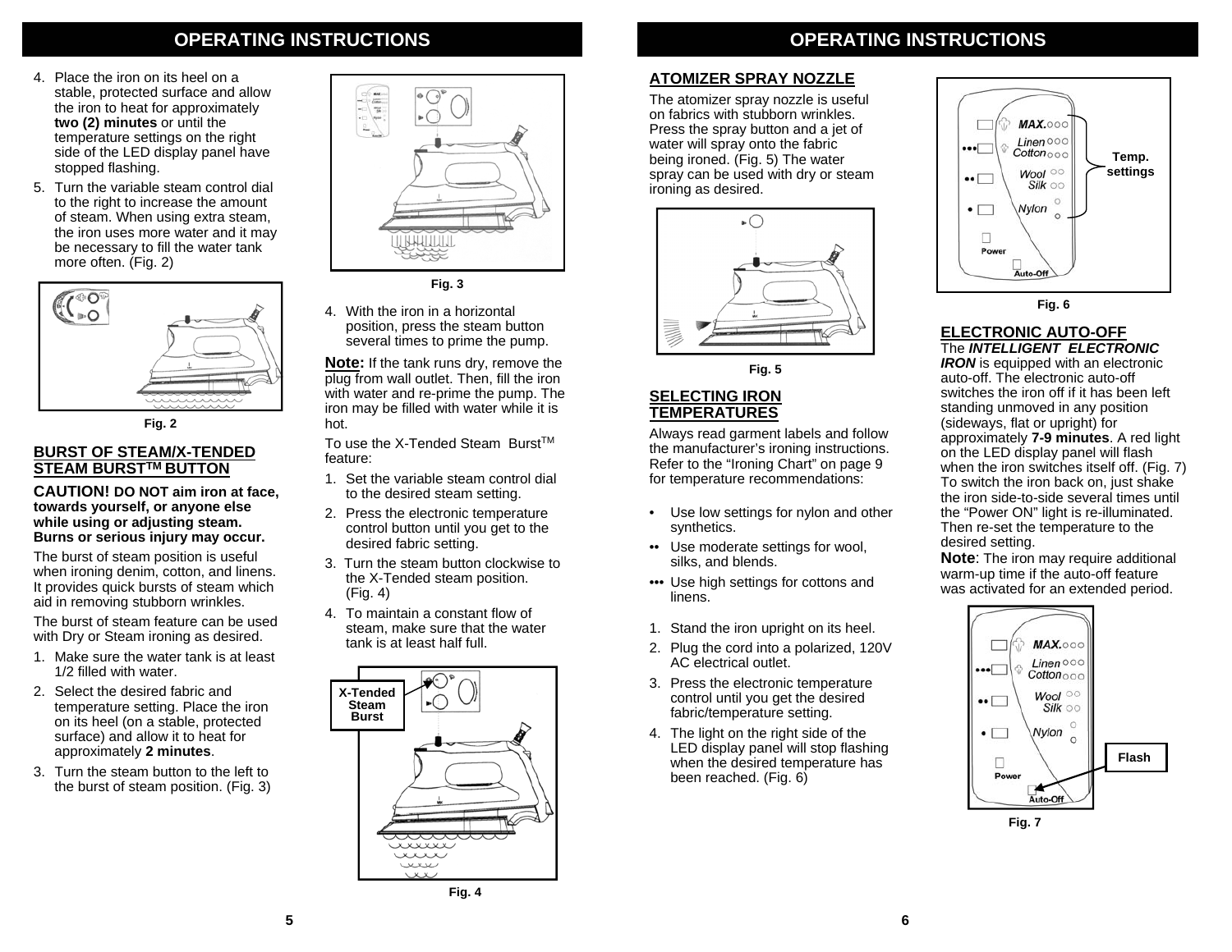# OPERATING INSTRUCTIONS

4. Place the iron on its heel on a stable, protected surface and allow the iron to heat for approximately **two (2) minutes** or until the temperature settings on the right side of the LED display panel have stopped flashing.
5. Turn the variable steam control dial to the right to increase the amount of steam. When using extra steam, the iron uses more water and it may be necessary to fill the water tank more often. (Fig. 2)

Fig. 2

## BURST OF STEAM/X-TENDED STEAM BURST™ BUTTON

**CAUTION! DO NOT aim iron at face, towards yourself, or anyone else while using or adjusting steam. Burns or serious injury may occur.**

The burst of steam position is useful when ironing denim, cotton, and linens. It provides quick bursts of steam which aid in removing stubborn wrinkles.

The burst of steam feature can be used with Dry or Steam ironing as desired.

1. Make sure the water tank is at least 1/2 filled with water.
2. Select the desired fabric and temperature setting. Place the iron on its heel (on a stable, protected surface) and allow it to heat for approximately **2 minutes**.
3. Turn the steam button to the left to the burst of steam position. (Fig. 3)

Fig. 3

4. With the iron in a horizontal position, press the steam button several times to prime the pump.

**Note:** If the tank runs dry, remove the plug from wall outlet. Then, fill the iron with water and re-prime the pump. The iron may be filled with water while it is hot.

To use the X-Tended Steam Burst™ feature:

1. Set the variable steam control dial to the desired steam setting.
2. Press the electronic temperature control button until you get to the desired fabric setting.
3. Turn the steam button clockwise to the X-Tended steam position. (Fig. 4)
4. To maintain a constant flow of steam, make sure that the water tank is at least half full.

X-Tended Steam Burst

Fig. 4

# OPERATING INSTRUCTIONS

## ATOMIZER SPRAY NOZZLE

The atomizer spray nozzle is useful on fabrics with stubborn wrinkles. Press the spray button and a jet of water will spray onto the fabric being ironed. (Fig. 5) The water spray can be used with dry or steam ironing as desired.

Fig. 5

## SELECTING IRON TEMPERATURES

Always read garment labels and follow the manufacturer's ironing instructions. Refer to the "Ironing Chart" on page 9 for temperature recommendations:

- • Use low settings for nylon and other synthetics.
- •• Use moderate settings for wool, silks, and blends.
- ••• Use high settings for cottons and linens.

1. Stand the iron upright on its heel.
2. Plug the cord into a polarized, 120V AC electrical outlet.
3. Press the electronic temperature control until you get the desired fabric/temperature setting.
4. The light on the right side of the LED display panel will stop flashing when the desired temperature has been reached. (Fig. 6)

Temp. settings

Fig. 6

## ELECTRONIC AUTO-OFF

The ***INTELLIGENT ELECTRONIC IRON*** is equipped with an electronic auto-off. The electronic auto-off switches the iron off if it has been left standing unmoved in any position (sideways, flat or upright) for approximately **7-9 minutes**. A red light on the LED display panel will flash when the iron switches itself off. (Fig. 7) To switch the iron back on, just shake the iron side-to-side several times until the "Power ON" light is re-illuminated. Then re-set the temperature to the desired setting.

**Note**: The iron may require additional warm-up time if the auto-off feature was activated for an extended period.

Flash

Fig. 7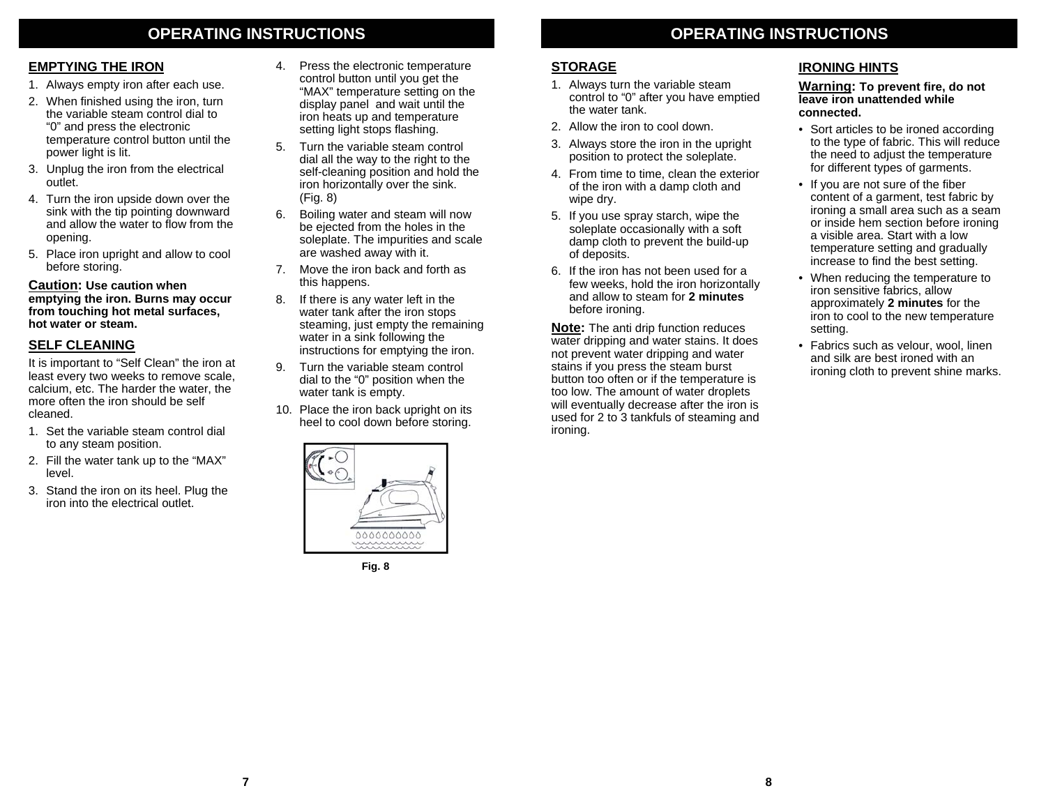# OPERATING INSTRUCTIONS

## EMPTYING THE IRON

1. Always empty iron after each use.
2. When finished using the iron, turn the variable steam control dial to "0" and press the electronic temperature control button until the power light is lit.
3. Unplug the iron from the electrical outlet.
4. Turn the iron upside down over the sink with the tip pointing downward and allow the water to flow from the opening.
5. Place iron upright and allow to cool before storing.

**Caution: Use caution when emptying the iron. Burns may occur from touching hot metal surfaces, hot water or steam.**

## SELF CLEANING

It is important to "Self Clean" the iron at least every two weeks to remove scale, calcium, etc. The harder the water, the more often the iron should be self cleaned.

1. Set the variable steam control dial to any steam position.
2. Fill the water tank up to the "MAX" level.
3. Stand the iron on its heel. Plug the iron into the electrical outlet.
4. Press the electronic temperature control button until you get the "MAX" temperature setting on the display panel and wait until the iron heats up and temperature setting light stops flashing.
5. Turn the variable steam control dial all the way to the right to the self-cleaning position and hold the iron horizontally over the sink. (Fig. 8)
6. Boiling water and steam will now be ejected from the holes in the soleplate. The impurities and scale are washed away with it.
7. Move the iron back and forth as this happens.
8. If there is any water left in the water tank after the iron stops steaming, just empty the remaining water in a sink following the instructions for emptying the iron.
9. Turn the variable steam control dial to the "0" position when the water tank is empty.
10. Place the iron back upright on its heel to cool down before storing.

Fig. 8

# OPERATING INSTRUCTIONS

## STORAGE

1. Always turn the variable steam control to "0" after you have emptied the water tank.
2. Allow the iron to cool down.
3. Always store the iron in the upright position to protect the soleplate.
4. From time to time, clean the exterior of the iron with a damp cloth and wipe dry.
5. If you use spray starch, wipe the soleplate occasionally with a soft damp cloth to prevent the build-up of deposits.
6. If the iron has not been used for a few weeks, hold the iron horizontally and allow to steam for **2 minutes** before ironing.

**Note:** The anti drip function reduces water dripping and water stains. It does not prevent water dripping and water stains if you press the steam burst button too often or if the temperature is too low. The amount of water droplets will eventually decrease after the iron is used for 2 to 3 tankfuls of steaming and ironing.

## IRONING HINTS

**Warning: To prevent fire, do not leave iron unattended while connected.**

- Sort articles to be ironed according to the type of fabric. This will reduce the need to adjust the temperature for different types of garments.
- If you are not sure of the fiber content of a garment, test fabric by ironing a small area such as a seam or inside hem section before ironing a visible area. Start with a low temperature setting and gradually increase to find the best setting.
- When reducing the temperature to iron sensitive fabrics, allow approximately **2 minutes** for the iron to cool to the new temperature setting.
- Fabrics such as velour, wool, linen and silk are best ironed with an ironing cloth to prevent shine marks.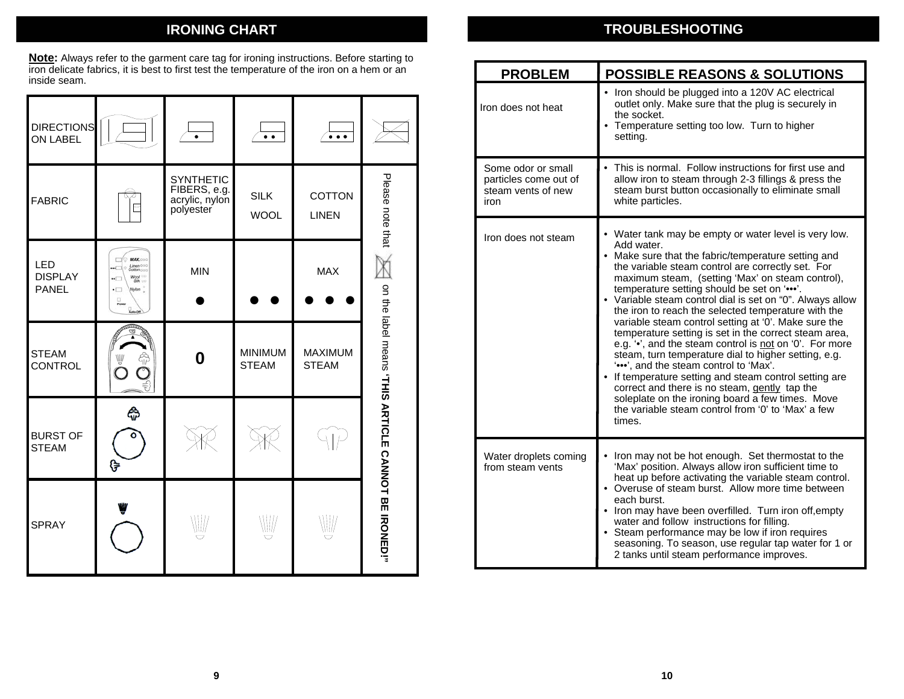## IRONING CHART

**Note:** Always refer to the garment care tag for ironing instructions. Before starting to iron delicate fabrics, it is best to first test the temperature of the iron on a hem or an inside seam.

| DIRECTIONS ON LABEL | | • | •• | ••• | |
|---|---|---|---|---|---|
| FABRIC | | SYNTHETIC FIBERS, e.g. acrylic, nylon polyester | SILK WOOL | COTTON LINEN | Please note that on the label means **"THIS ARTICLE CANNOT BE IRONED!"** |
| LED DISPLAY PANEL | | MIN • | • • | MAX • • • | |
| STEAM CONTROL | | 0 | MINIMUM STEAM | MAXIMUM STEAM | |
| BURST OF STEAM | | | | | |
| SPRAY | | | | | |

## TROUBLESHOOTING

| PROBLEM | POSSIBLE REASONS & SOLUTIONS |
|---|---|
| Iron does not heat | • Iron should be plugged into a 120V AC electrical outlet only. Make sure that the plug is securely in the socket.<br>• Temperature setting too low. Turn to higher setting. |
| Some odor or small particles come out of steam vents of new iron | • This is normal. Follow instructions for first use and allow iron to steam through 2-3 fillings & press the steam burst button occasionally to eliminate small white particles. |
| Iron does not steam | • Water tank may be empty or water level is very low. Add water.<br>• Make sure that the fabric/temperature setting and the variable steam control are correctly set. For maximum steam, (setting 'Max' on steam control), temperature setting should be set on '•••'.<br>• Variable steam control dial is set on "0". Always allow the iron to reach the selected temperature with the variable steam control setting at '0'. Make sure the temperature setting is set in the correct steam area, e.g. '•', and the steam control is not on '0'. For more steam, turn temperature dial to higher setting, e.g. '•••', and the steam control to 'Max'.<br>• If temperature setting and steam control setting are correct and there is no steam, gently tap the soleplate on the ironing board a few times. Move the variable steam control from '0' to 'Max' a few times. |
| Water droplets coming from steam vents | • Iron may not be hot enough. Set thermostat to the 'Max' position. Always allow iron sufficient time to heat up before activating the variable steam control.<br>• Overuse of steam burst. Allow more time between each burst.<br>• Iron may have been overfilled. Turn iron off,empty water and follow instructions for filling.<br>• Steam performance may be low if iron requires seasoning. To season, use regular tap water for 1 or 2 tanks until steam performance improves. |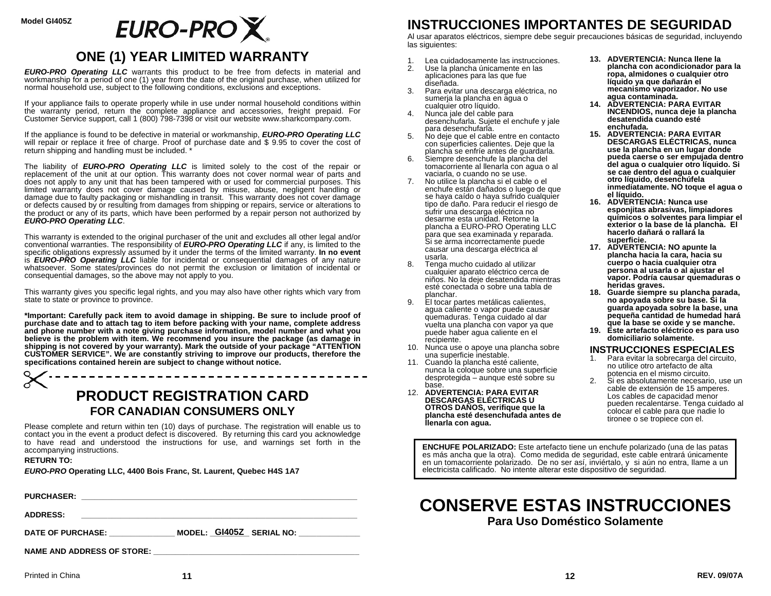Model GI405Z

EURO-PRO

# ONE (1) YEAR LIMITED WARRANTY

***EURO-PRO Operating LLC*** warrants this product to be free from defects in material and workmanship for a period of one (1) year from the date of the original purchase, when utilized for normal household use, subject to the following conditions, exclusions and exceptions.

If your appliance fails to operate properly while in use under normal household conditions within the warranty period, return the complete appliance and accessories, freight prepaid. For Customer Service support, call 1 (800) 798-7398 or visit our website www.sharkcompany.com.

If the appliance is found to be defective in material or workmanship, ***EURO-PRO Operating LLC*** will repair or replace it free of charge. Proof of purchase date and $ 9.95 to cover the cost of return shipping and handling must be included. *

The liability of ***EURO-PRO Operating LLC*** is limited solely to the cost of the repair or replacement of the unit at our option. This warranty does not cover normal wear of parts and does not apply to any unit that has been tampered with or used for commercial purposes. This limited warranty does not cover damage caused by misuse, abuse, negligent handling or damage due to faulty packaging or mishandling in transit. This warranty does not cover damage or defects caused by or resulting from damages from shipping or repairs, service or alterations to the product or any of its parts, which have been performed by a repair person not authorized by ***EURO-PRO Operating LLC***.

This warranty is extended to the original purchaser of the unit and excludes all other legal and/or conventional warranties. The responsibility of ***EURO-PRO Operating LLC*** if any, is limited to the specific obligations expressly assumed by it under the terms of the limited warranty. **In no event** is ***EURO-PRO Operating LLC*** liable for incidental or consequential damages of any nature whatsoever. Some states/provinces do not permit the exclusion or limitation of incidental or consequential damages, so the above may not apply to you.

This warranty gives you specific legal rights, and you may also have other rights which vary from state to state or province to province.

**\*Important: Carefully pack item to avoid damage in shipping. Be sure to include proof of purchase date and to attach tag to item before packing with your name, complete address and phone number with a note giving purchase information, model number and what you believe is the problem with item. We recommend you insure the package (as damage in shipping is not covered by your warranty). Mark the outside of your package "ATTENTION CUSTOMER SERVICE". We are constantly striving to improve our products, therefore the specifications contained herein are subject to change without notice.**

# PRODUCT REGISTRATION CARD

## FOR CANADIAN CONSUMERS ONLY

Please complete and return within ten (10) days of purchase. The registration will enable us to contact you in the event a product defect is discovered. By returning this card you acknowledge to have read and understood the instructions for use, and warnings set forth in the accompanying instructions.

**RETURN TO:**

***EURO-PRO*** **Operating LLC, 4400 Bois Franc, St. Laurent, Quebec H4S 1A7**

**PURCHASER:** ____________________________________________

**ADDRESS:** ____________________________________________

**DATE OF PURCHASE:** _______________ **MODEL:** __GI405Z__ **SERIAL NO:** ______________

**NAME AND ADDRESS OF STORE:** ____________________________________________

Printed in China

# INSTRUCCIONES IMPORTANTES DE SEGURIDAD

Al usar aparatos eléctricos, siempre debe seguir precauciones básicas de seguridad, incluyendo las siguientes:

1. Lea cuidadosamente las instrucciones.
2. Use la plancha únicamente en las aplicaciones para las que fue diseñada.
3. Para evitar una descarga eléctrica, no sumerja la plancha en agua o cualquier otro líquido.
4. Nunca jale del cable para desenchufarla. Sujete el enchufe y jale para desenchufarla.
5. No deje que el cable entre en contacto con superficies calientes. Deje que la plancha se enfríe antes de guardarla.
6. Siempre desenchufe la plancha del tomacorriente al llenarla con agua o al vaciarla, o cuando no se use.
7. No utilice la plancha si el cable o el enchufe están dañados o luego de que se haya caído o haya sufrido cualquier tipo de daño. Para reducir el riesgo de sufrir una descarga eléctrica no desarme esta unidad. Retorne la plancha a EURO-PRO Operating LLC para que sea examinada y reparada. Si se arma incorrectamente puede causar una descarga eléctrica al usarla.
8. Tenga mucho cuidado al utilizar cualquier aparato eléctrico cerca de niños. No la deje desatendida mientras esté conectada o sobre una tabla de planchar.
9. El tocar partes metálicas calientes, agua caliente o vapor puede causar quemaduras. Tenga cuidado al dar vuelta una plancha con vapor ya que puede haber agua caliente en el recipiente.
10. Nunca use o apoye una plancha sobre una superficie inestable.
11. Cuando la plancha esté caliente, nunca la coloque sobre una superficie desprotegida – aunque esté sobre su base.
12. **ADVERTENCIA: PARA EVITAR DESCARGAS ELÉCTRICAS U OTROS DAÑOS, verifique que la plancha esté desenchufada antes de llenarla con agua.**
13. **ADVERTENCIA: Nunca llene la plancha con acondicionador para la ropa, almidones o cualquier otro líquido ya que dañarán el mecanismo vaporizador. No use agua contaminada.**
14. **ADVERTENCIA: PARA EVITAR INCENDIOS, nunca deje la plancha desatendida cuando esté enchufada.**
15. **ADVERTENCIA: PARA EVITAR DESCARGAS ELÉCTRICAS, nunca use la plancha en un lugar donde pueda caerse o ser empujada dentro del agua o cualquier otro líquido. Si se cae dentro del agua o cualquier otro líquido, desenchúfela inmediatamente. NO toque el agua o el líquido.**
16. **ADVERTENCIA: Nunca use esponjitas abrasivas, limpiadores químicos o solventes para limpiar el exterior o la base de la plancha. El hacerlo dañará o rallará la superficie.**
17. **ADVERTENCIA: NO apunte la plancha hacia la cara, hacia su cuerpo o hacia cualquier otra persona al usarla o al ajustar el vapor. Podría causar quemaduras o heridas graves.**
18. **Guarde siempre su plancha parada, no apoyada sobre su base. Si la guarda apoyada sobre la base, una pequeña cantidad de humedad hará que la base se oxide y se manche.**
19. **Este artefacto eléctrico es para uso domiciliario solamente.**

## INSTRUCCIONES ESPECIALES

1. Para evitar la sobrecarga del circuito, no utilice otro artefacto de alta potencia en el mismo circuito.
2. Si es absolutamente necesario, use un cable de extensión de 15 amperes. Los cables de capacidad menor pueden recalentarse. Tenga cuidado al colocar el cable para que nadie lo tironee o se tropiece con el.

**ENCHUFE POLARIZADO:** Este artefacto tiene un enchufe polarizado (una de las patas es más ancha que la otra). Como medida de seguridad, este cable entrará únicamente en un tomacorriente polarizado. De no ser así, inviértalo, y si aún no entra, llame a un electricista calificado. No intente alterar este dispositivo de seguridad.

# CONSERVE ESTAS INSTRUCCIONES

## Para Uso Doméstico Solamente

REV. 09/07A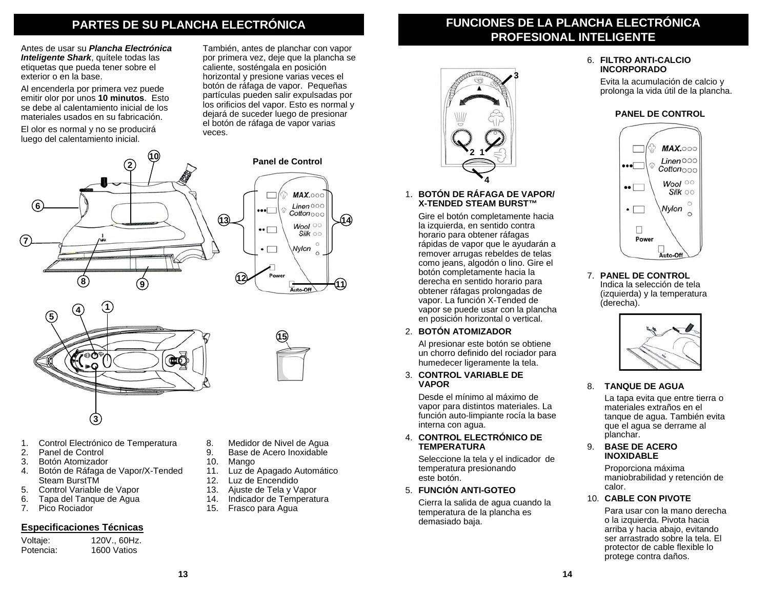## PARTES DE SU PLANCHA ELECTRÓNICA

Antes de usar su ***Plancha Electrónica Inteligente Shark***, quítele todas las etiquetas que pueda tener sobre el exterior o en la base.

Al encenderla por primera vez puede emitir olor por unos **10 minutos**. Esto se debe al calentamiento inicial de los materiales usados en su fabricación.

El olor es normal y no se producirá luego del calentamiento inicial.

También, antes de planchar con vapor por primera vez, deje que la plancha se caliente, sosténgala en posición horizontal y presione varias veces el botón de ráfaga de vapor. Pequeñas partículas pueden salir expulsadas por los orificios del vapor. Esto es normal y dejará de suceder luego de presionar el botón de ráfaga de vapor varias veces.

**Panel de Control**

1. Control Electrónico de Temperatura
2. Panel de Control
3. Botón Atomizador
4. Botón de Ráfaga de Vapor/X-Tended Steam BurstTM
5. Control Variable de Vapor
6. Tapa del Tanque de Agua
7. Pico Rociador
8. Medidor de Nivel de Agua
9. Base de Acero Inoxidable
10. Mango
11. Luz de Apagado Automático
12. Luz de Encendido
13. Ajuste de Tela y Vapor
14. Indicador de Temperatura
15. Frasco para Agua

### Especificaciones Técnicas

| | |
|---|---|
| Voltaje: | 120V., 60Hz. |
| Potencia: | 1600 Vatios |

## FUNCIONES DE LA PLANCHA ELECTRÓNICA PROFESIONAL INTELIGENTE

1. **BOTÓN DE RÁFAGA DE VAPOR/ X-TENDED STEAM BURST™**

   Gire el botón completamente hacia la izquierda, en sentido contra horario para obtener ráfagas rápidas de vapor que le ayudarán a remover arrugas rebeldes de telas como jeans, algodón o lino. Gire el botón completamente hacia la derecha en sentido horario para obtener ráfagas prolongadas de vapor. La función X-Tended de vapor se puede usar con la plancha en posición horizontal o vertical.

2. **BOTÓN ATOMIZADOR**

   Al presionar este botón se obtiene un chorro definido del rociador para humedecer ligeramente la tela.

3. **CONTROL VARIABLE DE VAPOR**

   Desde el mínimo al máximo de vapor para distintos materiales. La función auto-limpiante rocía la base interna con agua.

4. **CONTROL ELECTRÓNICO DE TEMPERATURA**

   Seleccione la tela y el indicador de temperatura presionando este botón.

5. **FUNCIÓN ANTI-GOTEO**

   Cierra la salida de agua cuando la temperatura de la plancha es demasiado baja.

6. **FILTRO ANTI-CALCIO INCORPORADO**

   Evita la acumulación de calcio y prolonga la vida útil de la plancha.

**PANEL DE CONTROL**

7. **PANEL DE CONTROL**
   Indica la selección de tela (izquierda) y la temperatura (derecha).

8. **TANQUE DE AGUA**

   La tapa evita que entre tierra o materiales extraños en el tanque de agua. También evita que el agua se derrame al planchar.

9. **BASE DE ACERO INOXIDABLE**

   Proporciona máxima maniobrabilidad y retención de calor.

10. **CABLE CON PIVOTE**

    Para usar con la mano derecha o la izquierda. Pivota hacia arriba y hacia abajo, evitando ser arrastrado sobre la tela. El protector de cable flexible lo protege contra daños.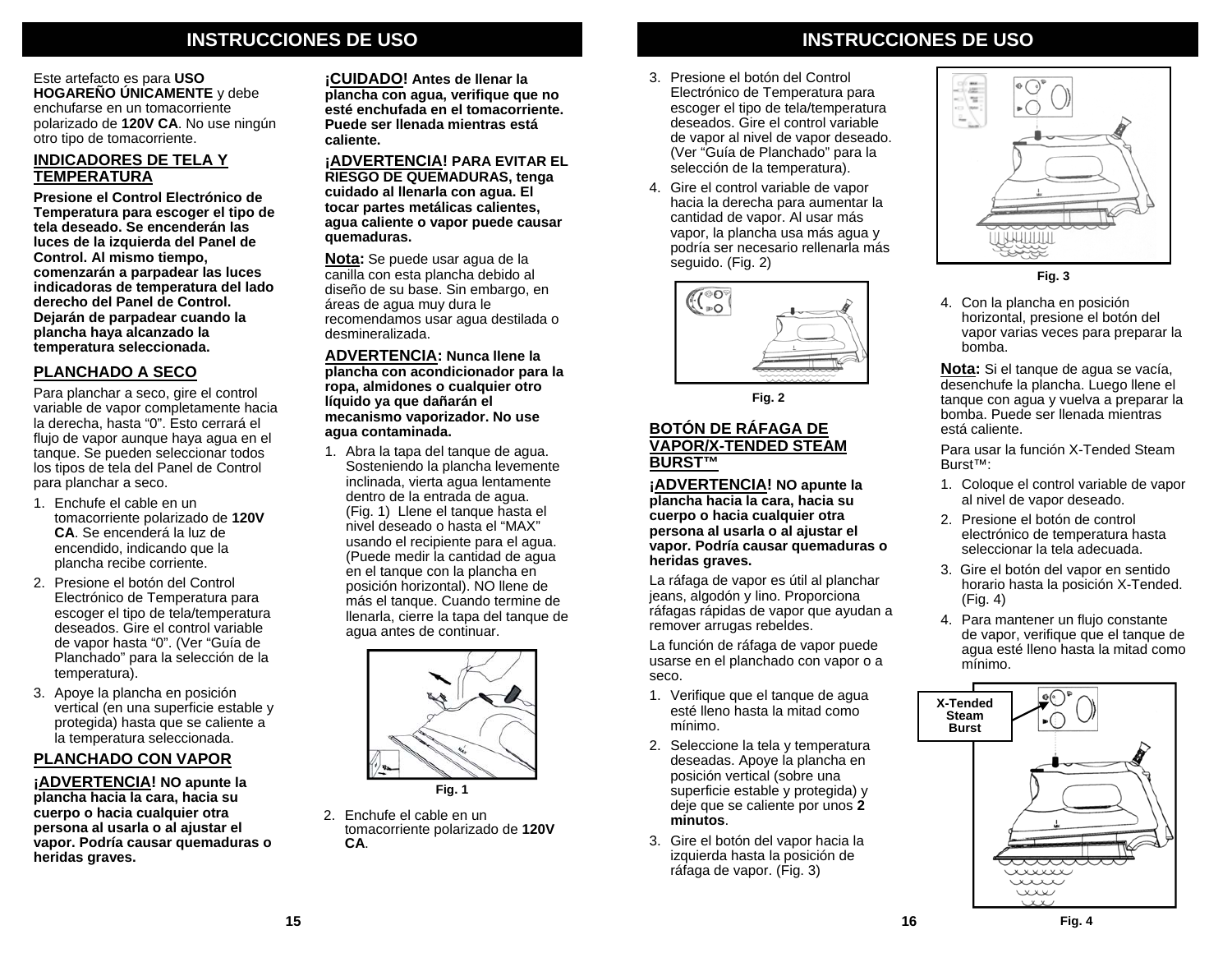## INSTRUCCIONES DE USO

Este artefacto es para **USO HOGAREÑO ÚNICAMENTE** y debe enchufarse en un tomacorriente polarizado de **120V CA**. No use ningún otro tipo de tomacorriente.

### INDICADORES DE TELA Y TEMPERATURA

**Presione el Control Electrónico de Temperatura para escoger el tipo de tela deseado. Se encenderán las luces de la izquierda del Panel de Control. Al mismo tiempo, comenzarán a parpadear las luces indicadoras de temperatura del lado derecho del Panel de Control. Dejarán de parpadear cuando la plancha haya alcanzado la temperatura seleccionada.**

### PLANCHADO A SECO

Para planchar a seco, gire el control variable de vapor completamente hacia la derecha, hasta "0". Esto cerrará el flujo de vapor aunque haya agua en el tanque. Se pueden seleccionar todos los tipos de tela del Panel de Control para planchar a seco.

1. Enchufe el cable en un tomacorriente polarizado de **120V CA**. Se encenderá la luz de encendido, indicando que la plancha recibe corriente.
2. Presione el botón del Control Electrónico de Temperatura para escoger el tipo de tela/temperatura deseados. Gire el control variable de vapor hasta "0". (Ver "Guía de Planchado" para la selección de la temperatura).
3. Apoye la plancha en posición vertical (en una superficie estable y protegida) hasta que se caliente a la temperatura seleccionada.

### PLANCHADO CON VAPOR

**¡ADVERTENCIA! NO apunte la plancha hacia la cara, hacia su cuerpo o hacia cualquier otra persona al usarla o al ajustar el vapor. Podría causar quemaduras o heridas graves.**

**¡CUIDADO! Antes de llenar la plancha con agua, verifique que no esté enchufada en el tomacorriente. Puede ser llenada mientras está caliente.**

**¡ADVERTENCIA! PARA EVITAR EL RIESGO DE QUEMADURAS, tenga cuidado al llenarla con agua. El tocar partes metálicas calientes, agua caliente o vapor puede causar quemaduras.**

**Nota:** Se puede usar agua de la canilla con esta plancha debido al diseño de su base. Sin embargo, en áreas de agua muy dura le recomendamos usar agua destilada o desmineralizada.

**ADVERTENCIA: Nunca llene la plancha con acondicionador para la ropa, almidones o cualquier otro líquido ya que dañarán el mecanismo vaporizador. No use agua contaminada.**

1. Abra la tapa del tanque de agua. Sosteniendo la plancha levemente inclinada, vierta agua lentamente dentro de la entrada de agua. (Fig. 1) Llene el tanque hasta el nivel deseado o hasta el "MAX" usando el recipiente para el agua. (Puede medir la cantidad de agua en el tanque con la plancha en posición horizontal). NO llene de más el tanque. Cuando termine de llenarla, cierre la tapa del tanque de agua antes de continuar.

Fig. 1

2. Enchufe el cable en un tomacorriente polarizado de **120V CA**.

## INSTRUCCIONES DE USO

3. Presione el botón del Control Electrónico de Temperatura para escoger el tipo de tela/temperatura deseados. Gire el control variable de vapor al nivel de vapor deseado. (Ver "Guía de Planchado" para la selección de la temperatura).
4. Gire el control variable de vapor hacia la derecha para aumentar la cantidad de vapor. Al usar más vapor, la plancha usa más agua y podría ser necesario rellenarla más seguido. (Fig. 2)

Fig. 2

### BOTÓN DE RÁFAGA DE VAPOR/X-TENDED STEAM BURST™

**¡ADVERTENCIA! NO apunte la plancha hacia la cara, hacia su cuerpo o hacia cualquier otra persona al usarla o al ajustar el vapor. Podría causar quemaduras o heridas graves.**

La ráfaga de vapor es útil al planchar jeans, algodón y lino. Proporciona ráfagas rápidas de vapor que ayudan a remover arrugas rebeldes.

La función de ráfaga de vapor puede usarse en el planchado con vapor o a seco.

1. Verifique que el tanque de agua esté lleno hasta la mitad como mínimo.
2. Seleccione la tela y temperatura deseadas. Apoye la plancha en posición vertical (sobre una superficie estable y protegida) y deje que se caliente por unos **2 minutos**.
3. Gire el botón del vapor hacia la izquierda hasta la posición de ráfaga de vapor. (Fig. 3)

Fig. 3

4. Con la plancha en posición horizontal, presione el botón del vapor varias veces para preparar la bomba.

**Nota:** Si el tanque de agua se vacía, desenchufe la plancha. Luego llene el tanque con agua y vuelva a preparar la bomba. Puede ser llenada mientras está caliente.

Para usar la función X-Tended Steam Burst™:

1. Coloque el control variable de vapor al nivel de vapor deseado.
2. Presione el botón de control electrónico de temperatura hasta seleccionar la tela adecuada.
3. Gire el botón del vapor en sentido horario hasta la posición X-Tended. (Fig. 4)
4. Para mantener un flujo constante de vapor, verifique que el tanque de agua esté lleno hasta la mitad como mínimo.

X-Tended Steam Burst

Fig. 4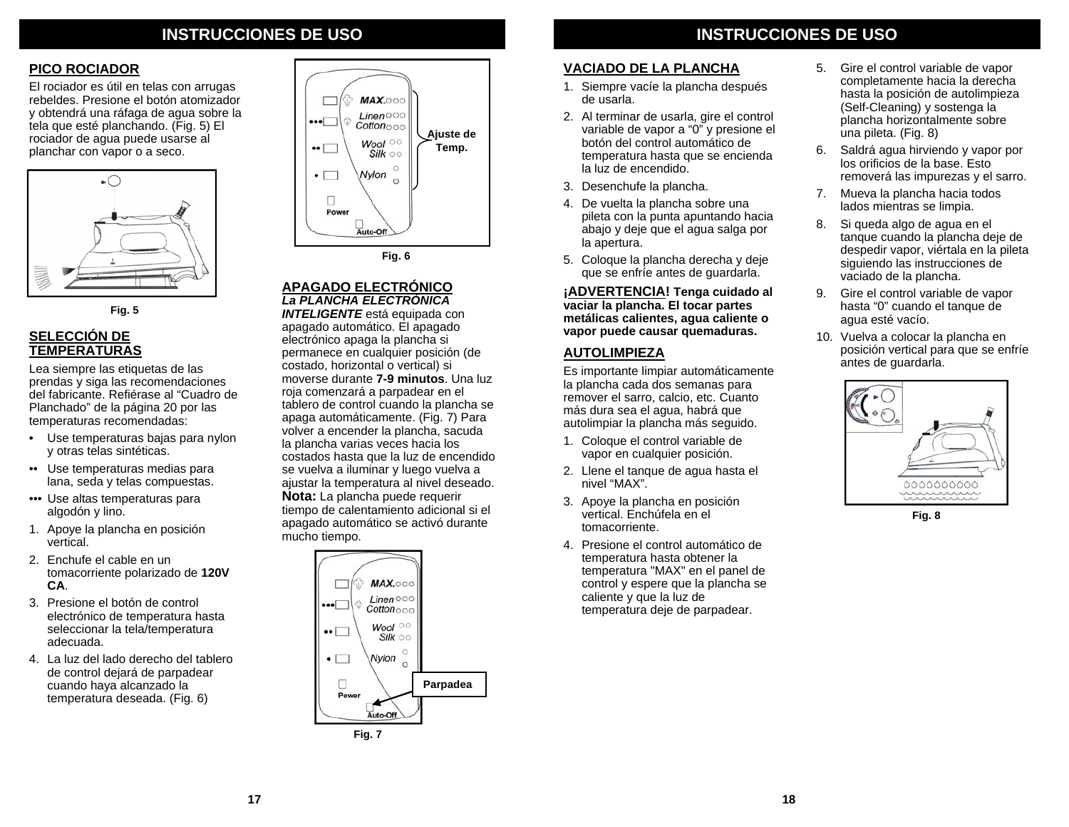## INSTRUCCIONES DE USO

### PICO ROCIADOR

El rociador es útil en telas con arrugas rebeldes. Presione el botón atomizador y obtendrá una ráfaga de agua sobre la tela que esté planchando. (Fig. 5) El rociador de agua puede usarse al planchar con vapor o a seco.

Fig. 5

### SELECCIÓN DE TEMPERATURAS

Lea siempre las etiquetas de las prendas y siga las recomendaciones del fabricante. Refiérase al "Cuadro de Planchado" de la página 20 por las temperaturas recomendadas:

- • Use temperaturas bajas para nylon y otras telas sintéticas.
- •• Use temperaturas medias para lana, seda y telas compuestas.
- ••• Use altas temperaturas para algodón y lino.

1. Apoye la plancha en posición vertical.
2. Enchufe el cable en un tomacorriente polarizado de **120V CA**.
3. Presione el botón de control electrónico de temperatura hasta seleccionar la tela/temperatura adecuada.
4. La luz del lado derecho del tablero de control dejará de parpadear cuando haya alcanzado la temperatura deseada. (Fig. 6)

Fig. 6

### APAGADO ELECTRÓNICO

***La PLANCHA ELECTRÓNICA INTELIGENTE*** está equipada con apagado automático. El apagado electrónico apaga la plancha si permanece en cualquier posición (de costado, horizontal o vertical) si moverse durante **7-9 minutos**. Una luz roja comenzará a parpadear en el tablero de control cuando la plancha se apaga automáticamente. (Fig. 7) Para volver a encender la plancha, sacuda la plancha varias veces hacia los costados hasta que la luz de encendido se vuelva a iluminar y luego vuelva a ajustar la temperatura al nivel deseado.

**Nota:** La plancha puede requerir tiempo de calentamiento adicional si el apagado automático se activó durante mucho tiempo.

Fig. 7

## INSTRUCCIONES DE USO

### VACIADO DE LA PLANCHA

1. Siempre vacíe la plancha después de usarla.
2. Al terminar de usarla, gire el control variable de vapor a "0" y presione el botón del control automático de temperatura hasta que se encienda la luz de encendido.
3. Desenchufe la plancha.
4. De vuelta la plancha sobre una pileta con la punta apuntando hacia abajo y deje que el agua salga por la apertura.
5. Coloque la plancha derecha y deje que se enfríe antes de guardarla.

**¡ADVERTENCIA! Tenga cuidado al vaciar la plancha. El tocar partes metálicas calientes, agua caliente o vapor puede causar quemaduras.**

### AUTOLIMPIEZA

Es importante limpiar automáticamente la plancha cada dos semanas para remover el sarro, calcio, etc. Cuanto más dura sea el agua, habrá que autolimpiar la plancha más seguido.

1. Coloque el control variable de vapor en cualquier posición.
2. Llene el tanque de agua hasta el nivel "MAX".
3. Apoye la plancha en posición vertical. Enchúfela en el tomacorriente.
4. Presione el control automático de temperatura hasta obtener la temperatura "MAX" en el panel de control y espere que la plancha se caliente y que la luz de temperatura deje de parpadear.
5. Gire el control variable de vapor completamente hacia la derecha hasta la posición de autolimpieza (Self-Cleaning) y sostenga la plancha horizontalmente sobre una pileta. (Fig. 8)
6. Saldrá agua hirviendo y vapor por los orificios de la base. Esto removerá las impurezas y el sarro.
7. Mueva la plancha hacia todos lados mientras se limpia.
8. Si queda algo de agua en el tanque cuando la plancha deje de despedir vapor, viértala en la pileta siguiendo las instrucciones de vaciado de la plancha.
9. Gire el control variable de vapor hasta "0" cuando el tanque de agua esté vacío.
10. Vuelva a colocar la plancha en posición vertical para que se enfríe antes de guardarla.

Fig. 8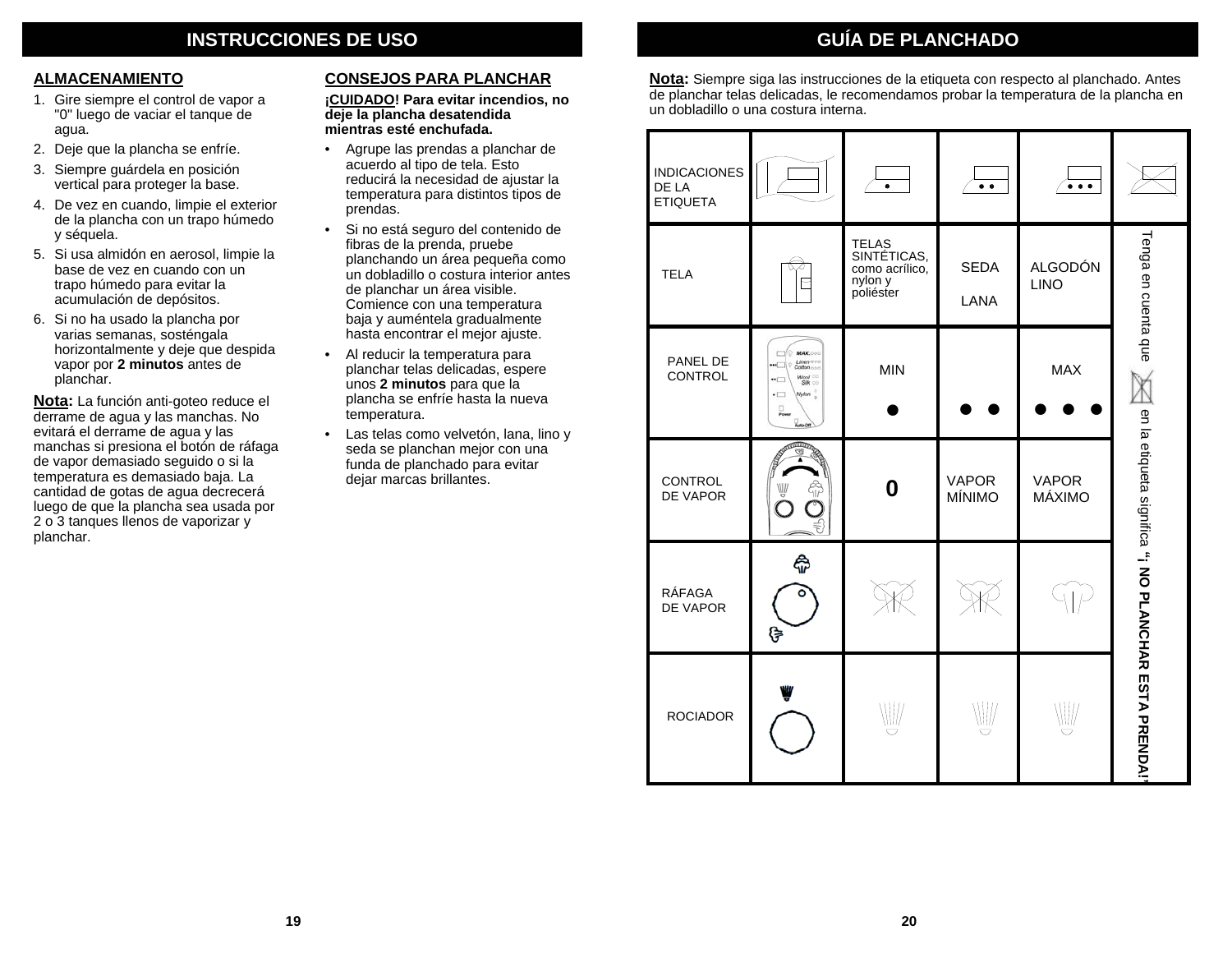# INSTRUCCIONES DE USO

## ALMACENAMIENTO

1. Gire siempre el control de vapor a "0" luego de vaciar el tanque de agua.
2. Deje que la plancha se enfríe.
3. Siempre guárdela en posición vertical para proteger la base.
4. De vez en cuando, limpie el exterior de la plancha con un trapo húmedo y séquela.
5. Si usa almidón en aerosol, limpie la base de vez en cuando con un trapo húmedo para evitar la acumulación de depósitos.
6. Si no ha usado la plancha por varias semanas, sosténgala horizontalmente y deje que despida vapor por **2 minutos** antes de planchar.

**Nota:** La función anti-goteo reduce el derrame de agua y las manchas. No evitará el derrame de agua y las manchas si presiona el botón de ráfaga de vapor demasiado seguido o si la temperatura es demasiado baja. La cantidad de gotas de agua decrecerá luego de que la plancha sea usada por 2 o 3 tanques llenos de vaporizar y planchar.

## CONSEJOS PARA PLANCHAR

**¡CUIDADO! Para evitar incendios, no deje la plancha desatendida mientras esté enchufada.**

- Agrupe las prendas a planchar de acuerdo al tipo de tela. Esto reducirá la necesidad de ajustar la temperatura para distintos tipos de prendas.
- Si no está seguro del contenido de fibras de la prenda, pruebe planchando un área pequeña como un dobladillo o costura interior antes de planchar un área visible. Comience con una temperatura baja y auméntela gradualmente hasta encontrar el mejor ajuste.
- Al reducir la temperatura para planchar telas delicadas, espere unos **2 minutos** para que la plancha se enfríe hasta la nueva temperatura.
- Las telas como velvetón, lana, lino y seda se planchan mejor con una funda de planchado para evitar dejar marcas brillantes.

# GUÍA DE PLANCHADO

**Nota:** Siempre siga las instrucciones de la etiqueta con respecto al planchado. Antes de planchar telas delicadas, le recomendamos probar la temperatura de la plancha en un dobladillo o una costura interna.

| INDICACIONES DE LA ETIQUETA | | • | • • | • • • | |
|---|---|---|---|---|---|
| TELA | | TELAS SINTÉTICAS, como acrílico, nylon y poliéster | SEDA LANA | ALGODÓN LINO | Tenga en cuenta que en la etiqueta significa **"¡ NO PLANCHAR ESTA PRENDA!"** |
| PANEL DE CONTROL | | MIN ● | ● ● | MAX ● ● ● | |
| CONTROL DE VAPOR | | 0 | VAPOR MÍNIMO | VAPOR MÁXIMO | |
| RÁFAGA DE VAPOR | | | | | |
| ROCIADOR | | | | | |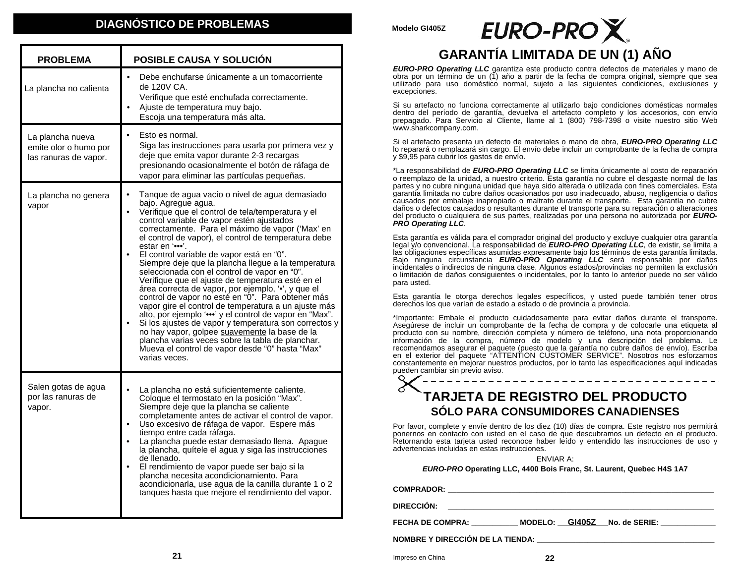## DIAGNÓSTICO DE PROBLEMAS

| PROBLEMA | POSIBLE CAUSA Y SOLUCIÓN |
|---|---|
| La plancha no calienta | • Debe enchufarse únicamente a un tomacorriente de 120V CA. Verifique que esté enchufada correctamente.<br>• Ajuste de temperatura muy bajo. Escoja una temperatura más alta. |
| La plancha nueva emite olor o humo por las ranuras de vapor. | • Esto es normal. Siga las instrucciones para usarla por primera vez y deje que emita vapor durante 2-3 recargas presionando ocasionalmente el botón de ráfaga de vapor para eliminar las partículas pequeñas. |
| La plancha no genera vapor | • Tanque de agua vacío o nivel de agua demasiado bajo. Agregue agua.<br>• Verifique que el control de tela/temperatura y el control variable de vapor estén ajustados correctamente. Para el máximo de vapor ('Max' en el control de vapor), el control de temperatura debe estar en '•••'.<br>• El control variable de vapor está en "0". Siempre deje que la plancha llegue a la temperatura seleccionada con el control de vapor en "0". Verifique que el ajuste de temperatura esté en el área correcta de vapor, por ejemplo, '•', y que el control de vapor no esté en "0". Para obtener más vapor gire el control de temperatura a un ajuste más alto, por ejemplo '•••' y el control de vapor en "Max".<br>• Si los ajustes de vapor y temperatura son correctos y no hay vapor, golpee suavemente la base de la plancha varias veces sobre la tabla de planchar. Mueva el control de vapor desde "0" hasta "Max" varias veces. |
| Salen gotas de agua por las ranuras de vapor. | • La plancha no está suficientemente caliente. Coloque el termostato en la posición "Max". Siempre deje que la plancha se caliente completamente antes de activar el control de vapor.<br>• Uso excesivo de ráfaga de vapor. Espere más tiempo entre cada ráfaga.<br>• La plancha puede estar demasiado llena. Apague la plancha, quítele el agua y siga las instrucciones de llenado.<br>• El rendimiento de vapor puede ser bajo si la plancha necesita acondicionamiento. Para acondicionarla, use agua de la canilla durante 1 o 2 tanques hasta que mejore el rendimiento del vapor. |

Modelo GI405Z

EURO-PRO®

## GARANTÍA LIMITADA DE UN (1) AÑO

***EURO-PRO Operating LLC*** garantiza este producto contra defectos de materiales y mano de obra por un término de un (1) año a partir de la fecha de compra original, siempre que sea utilizado para uso doméstico normal, sujeto a las siguientes condiciones, exclusiones y excepciones.

Si su artefacto no funciona correctamente al utilizarlo bajo condiciones domésticas normales dentro del período de garantía, devuelva el artefacto completo y los accesorios, con envío prepagado. Para Servicio al Cliente, llame al 1 (800) 798-7398 o visite nuestro sitio Web www.sharkcompany.com.

Si el artefacto presenta un defecto de materiales o mano de obra, ***EURO-PRO Operating LLC*** lo reparará o remplazará sin cargo. El envío debe incluir un comprobante de la fecha de compra y $9,95 para cubrir los gastos de envío.

*La responsabilidad de ***EURO-PRO Operating LLC*** se limita únicamente al costo de reparación o reemplazo de la unidad, a nuestro criterio. Esta garantía no cubre el desgaste normal de las partes y no cubre ninguna unidad que haya sido alterada o utilizada con fines comerciales. Esta garantía limitada no cubre daños ocasionados por uso inadecuado, abuso, negligencia o daños causados por embalaje inapropiado o maltrato durante el transporte. Esta garantía no cubre daños o defectos causados o resultantes durante el transporte para su reparación o alteraciones del producto o cualquiera de sus partes, realizadas por una persona no autorizada por ***EURO-PRO Operating LLC***.

Esta garantía es válida para el comprador original del producto y excluye cualquier otra garantía legal y/o convencional. La responsabilidad de ***EURO-PRO Operating LLC***, de existir, se limita a las obligaciones específicas asumidas expresamente bajo los términos de esta garantía limitada. Bajo ninguna circunstancia ***EURO-PRO Operating LLC*** será responsable por daños incidentales o indirectos de ninguna clase. Algunos estados/provincias no permiten la exclusión o limitación de daños consiguientes o incidentales, por lo tanto lo anterior puede no ser válido para usted.

Esta garantía le otorga derechos legales específicos, y usted puede también tener otros derechos los que varían de estado a estado o de provincia a provincia.

*Importante: Embale el producto cuidadosamente para evitar daños durante el transporte. Asegúrese de incluir un comprobante de la fecha de compra y de colocarle una etiqueta al producto con su nombre, dirección completa y número de teléfono, una nota proporcionando información de la compra, número de modelo y una descripción del problema. Le recomendamos asegurar el paquete (puesto que la garantía no cubre daños de envío). Escriba en el exterior del paquete "ATTENTION CUSTOMER SERVICE". Nosotros nos esforzamos constantemente en mejorar nuestros productos, por lo tanto las especificaciones aquí indicadas pueden cambiar sin previo aviso.

## TARJETA DE REGISTRO DEL PRODUCTO
### SÓLO PARA CONSUMIDORES CANADIENSES

Por favor, complete y envíe dentro de los diez (10) días de compra. Este registro nos permitirá ponernos en contacto con usted en el caso de que descubramos un defecto en el producto. Retornando esta tarjeta usted reconoce haber leído y entendido las instrucciones de uso y advertencias incluidas en estas instrucciones.

ENVIAR A:

***EURO-PRO*** **Operating LLC, 4400 Bois Franc, St. Laurent, Quebec H4S 1A7**

**COMPRADOR:** ____________________________________________

**DIRECCIÓN:** ____________________________________________

**FECHA DE COMPRA:** ___________ **MODELO:** __**GI405Z**__ **No. de SERIE:** _____________

**NOMBRE Y DIRECCIÓN DE LA TIENDA:** ______________________________

Impreso en China